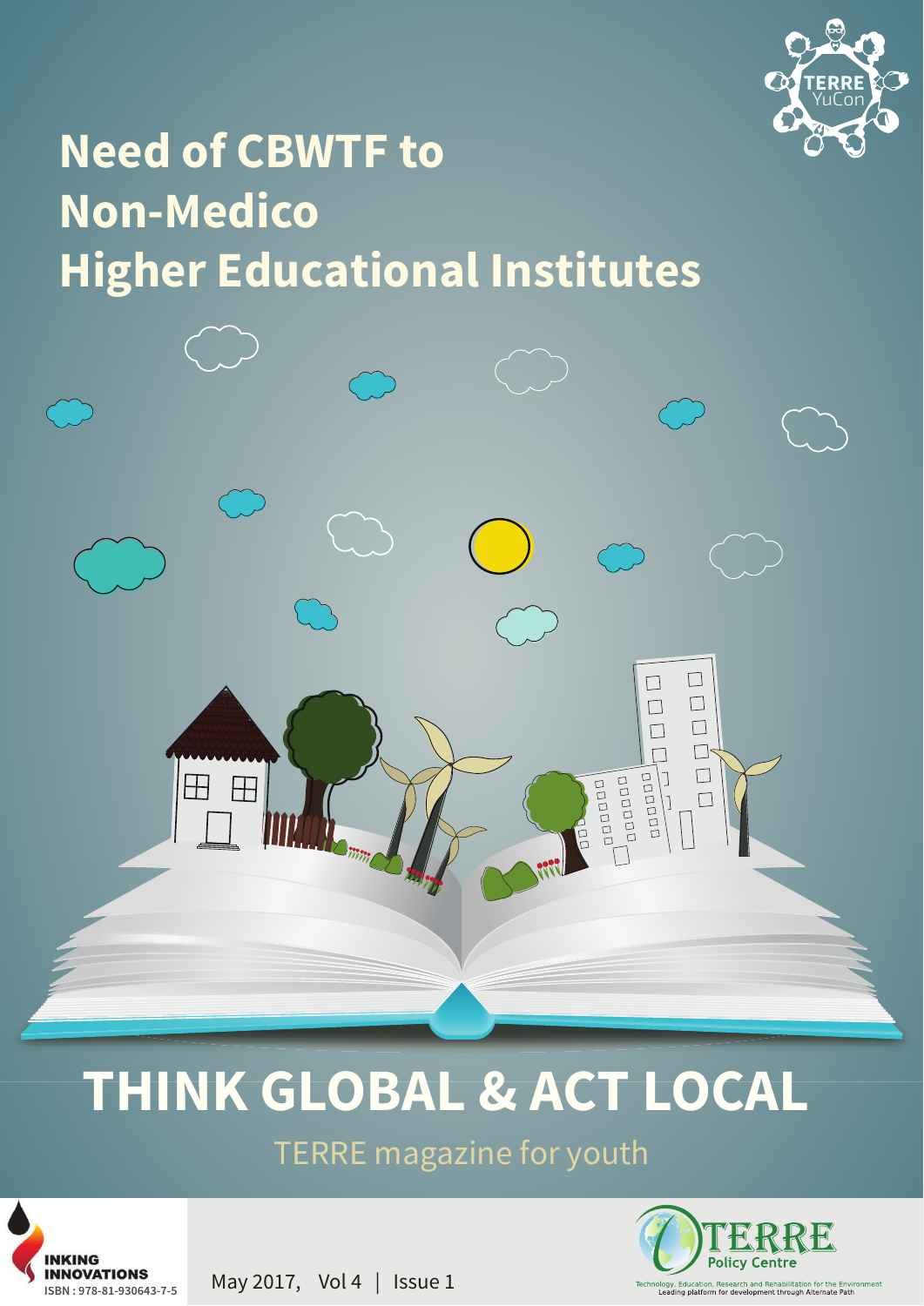TERRE YuCon

# Need of CBWTF to Non-Medico Higher Educational Institutes

## THINK GLOBAL & ACT LOCAL

TERRE magazine for youth

INKING INNOVATIONS

ISBN : 978-81-930643-7-5

May 2017, Vol 4 | Issue 1

TERRE Policy Centre

Technology, Education, Research and Rehabilitation for the Environment

Leading platform for development through Alternate Path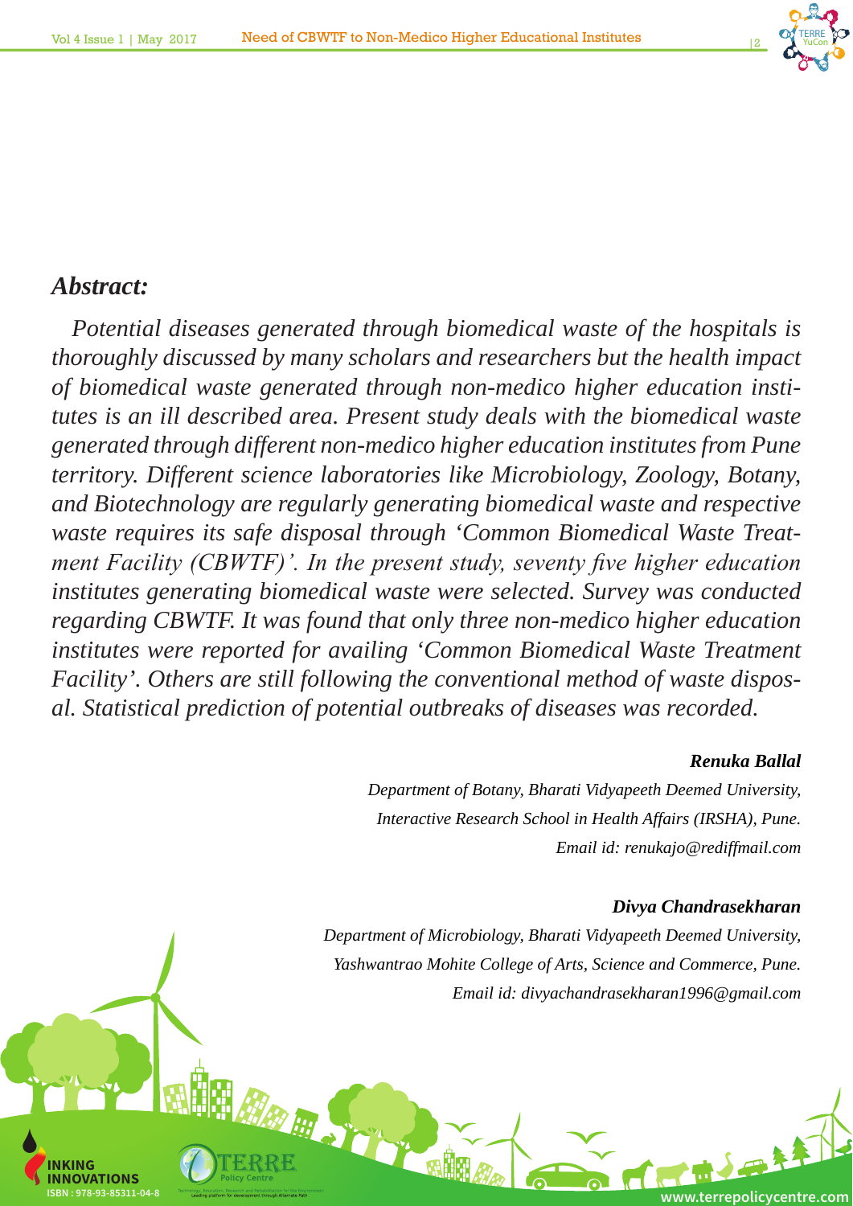## *Abstract:*

*Potential diseases generated through biomedical waste of the hospitals is thoroughly discussed by many scholars and researchers but the health impact of biomedical waste generated through non-medico higher education institutes is an ill described area. Present study deals with the biomedical waste generated through different non-medico higher education institutes from Pune territory. Different science laboratories like Microbiology, Zoology, Botany, and Biotechnology are regularly generating biomedical waste and respective waste requires its safe disposal through 'Common Biomedical Waste Treatment Facility (CBWTF)'. In the present study, seventy five higher education institutes generating biomedical waste were selected. Survey was conducted regarding CBWTF. It was found that only three non-medico higher education institutes were reported for availing 'Common Biomedical Waste Treatment Facility'. Others are still following the conventional method of waste disposal. Statistical prediction of potential outbreaks of diseases was recorded.*

***Renuka Ballal***
*Department of Botany, Bharati Vidyapeeth Deemed University,*
*Interactive Research School in Health Affairs (IRSHA), Pune.*
*Email id: renukajo@rediffmail.com*

***Divya Chandrasekharan***
*Department of Microbiology, Bharati Vidyapeeth Deemed University,*
*Yashwantrao Mohite College of Arts, Science and Commerce, Pune.*
*Email id: divyachandrasekharan1996@gmail.com*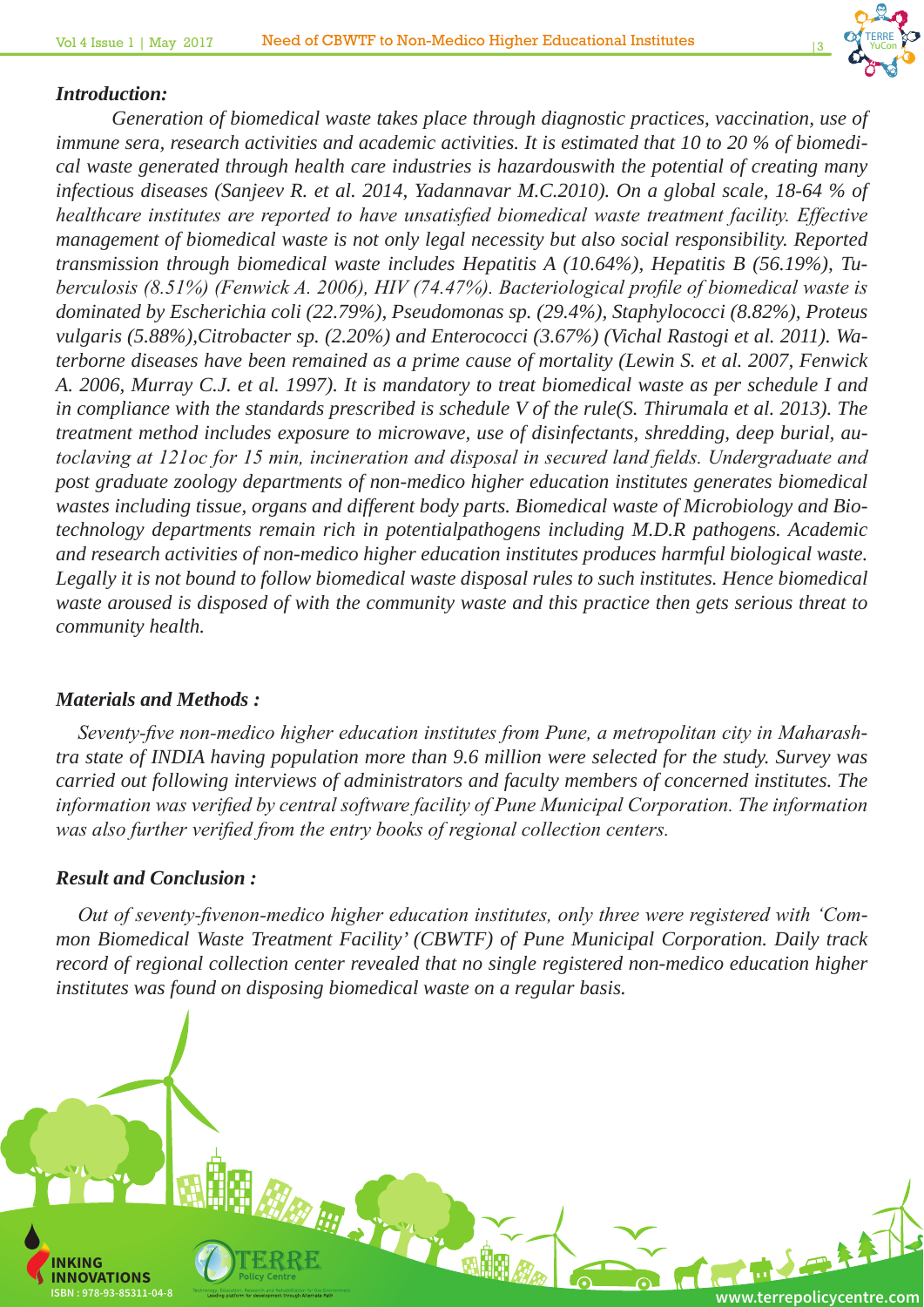### *Introduction:*

*Generation of biomedical waste takes place through diagnostic practices, vaccination, use of immune sera, research activities and academic activities. It is estimated that 10 to 20 % of biomedical waste generated through health care industries is hazardouswith the potential of creating many infectious diseases (Sanjeev R. et al. 2014, Yadannavar M.C.2010). On a global scale, 18-64 % of healthcare institutes are reported to have unsatisfied biomedical waste treatment facility. Effective management of biomedical waste is not only legal necessity but also social responsibility. Reported transmission through biomedical waste includes Hepatitis A (10.64%), Hepatitis B (56.19%), Tuberculosis (8.51%) (Fenwick A. 2006), HIV (74.47%). Bacteriological profile of biomedical waste is dominated by Escherichia coli (22.79%), Pseudomonas sp. (29.4%), Staphylococci (8.82%), Proteus vulgaris (5.88%),Citrobacter sp. (2.20%) and Enterococci (3.67%) (Vichal Rastogi et al. 2011). Waterborne diseases have been remained as a prime cause of mortality (Lewin S. et al. 2007, Fenwick A. 2006, Murray C.J. et al. 1997). It is mandatory to treat biomedical waste as per schedule I and in compliance with the standards prescribed is schedule V of the rule(S. Thirumala et al. 2013). The treatment method includes exposure to microwave, use of disinfectants, shredding, deep burial, autoclaving at 121oc for 15 min, incineration and disposal in secured land fields. Undergraduate and post graduate zoology departments of non-medico higher education institutes generates biomedical wastes including tissue, organs and different body parts. Biomedical waste of Microbiology and Biotechnology departments remain rich in potentialpathogens including M.D.R pathogens. Academic and research activities of non-medico higher education institutes produces harmful biological waste. Legally it is not bound to follow biomedical waste disposal rules to such institutes. Hence biomedical waste aroused is disposed of with the community waste and this practice then gets serious threat to community health.*

### *Materials and Methods :*

*Seventy-five non-medico higher education institutes from Pune, a metropolitan city in Maharashtra state of INDIA having population more than 9.6 million were selected for the study. Survey was carried out following interviews of administrators and faculty members of concerned institutes. The information was verified by central software facility of Pune Municipal Corporation. The information was also further verified from the entry books of regional collection centers.*

### *Result and Conclusion :*

*Out of seventy-fivenon-medico higher education institutes, only three were registered with 'Common Biomedical Waste Treatment Facility' (CBWTF) of Pune Municipal Corporation. Daily track record of regional collection center revealed that no single registered non-medico education higher institutes was found on disposing biomedical waste on a regular basis.*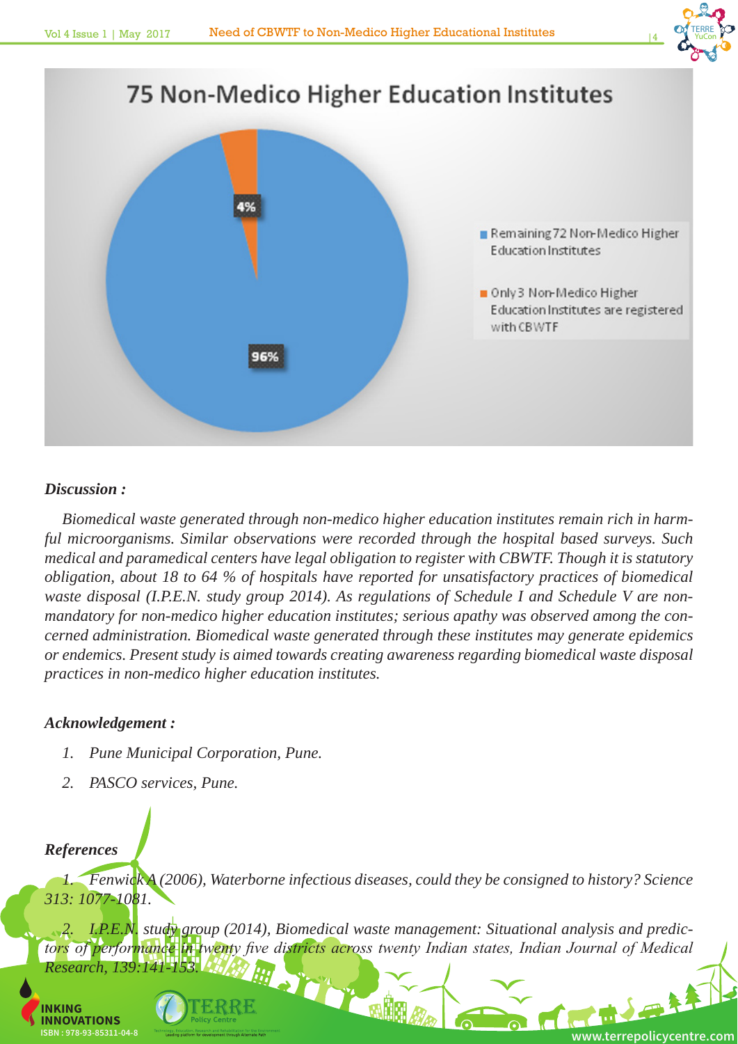75 Non-Medico Higher Education Institutes

- 4% — Only 3 Non-Medico Higher Education Institutes are registered with CBWTF
- 96% — Remaining 72 Non-Medico Higher Education Institutes

***Discussion :***

*Biomedical waste generated through non-medico higher education institutes remain rich in harmful microorganisms. Similar observations were recorded through the hospital based surveys. Such medical and paramedical centers have legal obligation to register with CBWTF. Though it is statutory obligation, about 18 to 64 % of hospitals have reported for unsatisfactory practices of biomedical waste disposal (I.P.E.N. study group 2014). As regulations of Schedule I and Schedule V are non-mandatory for non-medico higher education institutes; serious apathy was observed among the concerned administration. Biomedical waste generated through these institutes may generate epidemics or endemics. Present study is aimed towards creating awareness regarding biomedical waste disposal practices in non-medico higher education institutes.*

***Acknowledgement :***

1. *Pune Municipal Corporation, Pune.*
2. *PASCO services, Pune.*

***References***

1. *Fenwick A (2006), Waterborne infectious diseases, could they be consigned to history? Science 313: 1077-1081.*
2. *I.P.E.N. study group (2014), Biomedical waste management: Situational analysis and predictors of performance in twenty five districts across twenty Indian states, Indian Journal of Medical Research, 139:141-153.*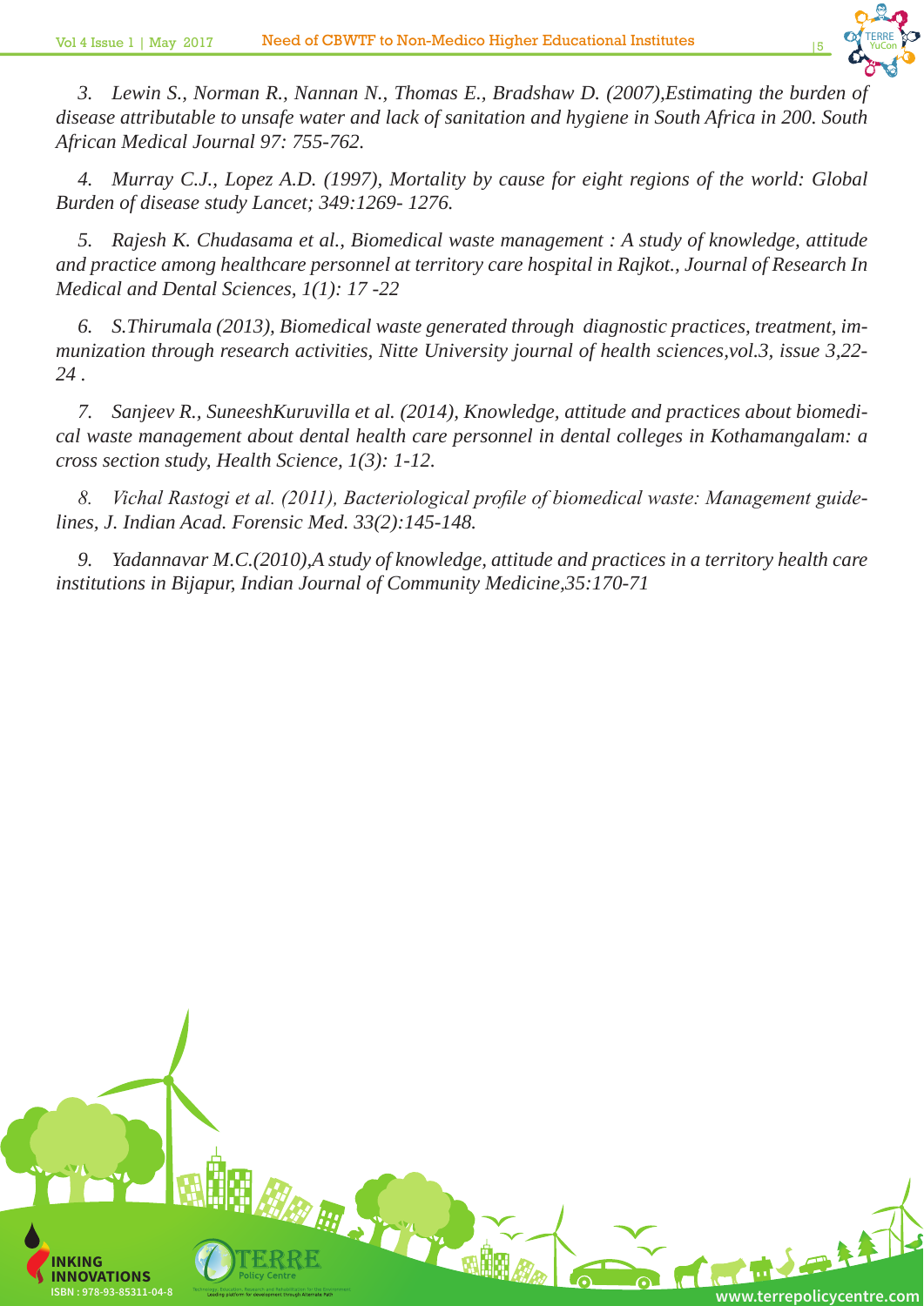*3. Lewin S., Norman R., Nannan N., Thomas E., Bradshaw D. (2007),Estimating the burden of disease attributable to unsafe water and lack of sanitation and hygiene in South Africa in 200. South African Medical Journal 97: 755-762.*

*4. Murray C.J., Lopez A.D. (1997), Mortality by cause for eight regions of the world: Global Burden of disease study Lancet; 349:1269- 1276.*

*5. Rajesh K. Chudasama et al., Biomedical waste management : A study of knowledge, attitude and practice among healthcare personnel at territory care hospital in Rajkot., Journal of Research In Medical and Dental Sciences, 1(1): 17 -22*

*6. S.Thirumala (2013), Biomedical waste generated through diagnostic practices, treatment, immunization through research activities, Nitte University journal of health sciences,vol.3, issue 3,22-24 .*

*7. Sanjeev R., SuneeshKuruvilla et al. (2014), Knowledge, attitude and practices about biomedical waste management about dental health care personnel in dental colleges in Kothamangalam: a cross section study, Health Science, 1(3): 1-12.*

*8. Vichal Rastogi et al. (2011), Bacteriological profile of biomedical waste: Management guidelines, J. Indian Acad. Forensic Med. 33(2):145-148.*

*9. Yadannavar M.C.(2010),A study of knowledge, attitude and practices in a territory health care institutions in Bijapur, Indian Journal of Community Medicine,35:170-71*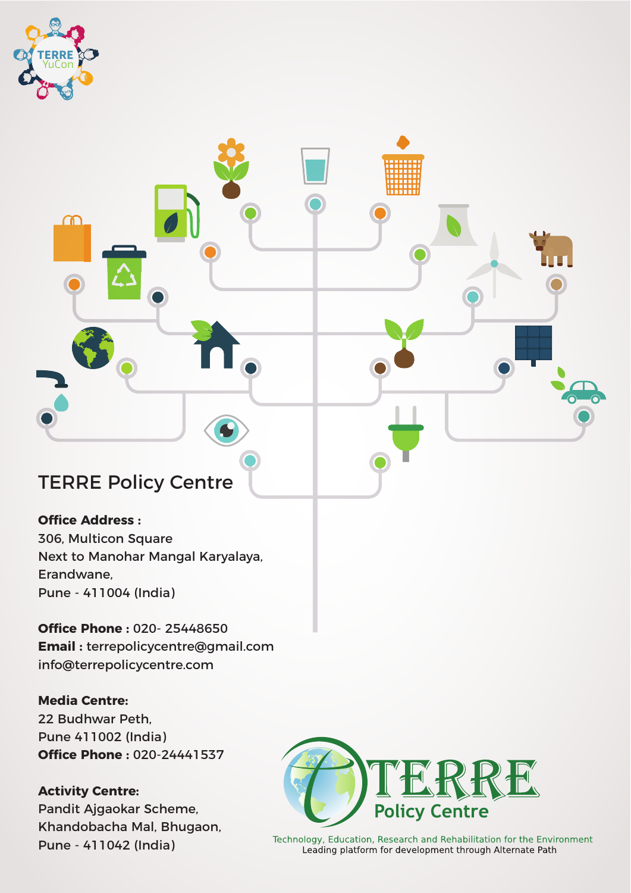## TERRE Policy Centre

**Office Address :**
306, Multicon Square
Next to Manohar Mangal Karyalaya,
Erandwane,
Pune - 411004 (India)

**Office Phone :** 020- 25448650
**Email :** terrepolicycentre@gmail.com
info@terrepolicycentre.com

**Media Centre:**
22 Budhwar Peth,
Pune 411002 (India)
**Office Phone :** 020-24441537

**Activity Centre:**
Pandit Ajgaokar Scheme,
Khandobacha Mal, Bhugaon,
Pune - 411042 (India)

TERRE Policy Centre

Technology, Education, Research and Rehabilitation for the Environment
Leading platform for development through Alternate Path